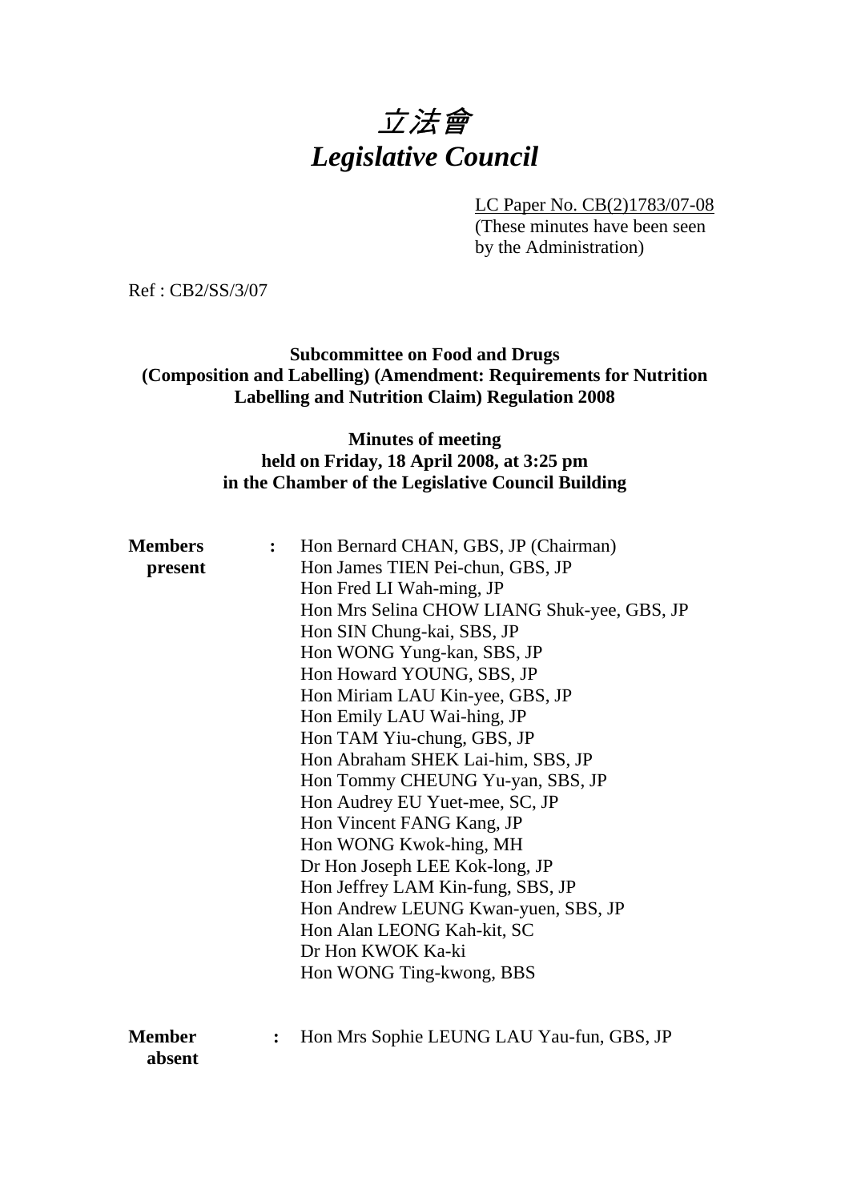# *立法會*
# *Legislative Council*

LC Paper No. CB(2)1783/07-08
(These minutes have been seen by the Administration)

Ref : CB2/SS/3/07

**Subcommittee on Food and Drugs (Composition and Labelling) (Amendment: Requirements for Nutrition Labelling and Nutrition Claim) Regulation 2008**

**Minutes of meeting held on Friday, 18 April 2008, at 3:25 pm in the Chamber of the Legislative Council Building**

**Members present** :
Hon Bernard CHAN, GBS, JP (Chairman)
Hon James TIEN Pei-chun, GBS, JP
Hon Fred LI Wah-ming, JP
Hon Mrs Selina CHOW LIANG Shuk-yee, GBS, JP
Hon SIN Chung-kai, SBS, JP
Hon WONG Yung-kan, SBS, JP
Hon Howard YOUNG, SBS, JP
Hon Miriam LAU Kin-yee, GBS, JP
Hon Emily LAU Wai-hing, JP
Hon TAM Yiu-chung, GBS, JP
Hon Abraham SHEK Lai-him, SBS, JP
Hon Tommy CHEUNG Yu-yan, SBS, JP
Hon Audrey EU Yuet-mee, SC, JP
Hon Vincent FANG Kang, JP
Hon WONG Kwok-hing, MH
Dr Hon Joseph LEE Kok-long, JP
Hon Jeffrey LAM Kin-fung, SBS, JP
Hon Andrew LEUNG Kwan-yuen, SBS, JP
Hon Alan LEONG Kah-kit, SC
Dr Hon KWOK Ka-ki
Hon WONG Ting-kwong, BBS

**Member absent** :
Hon Mrs Sophie LEUNG LAU Yau-fun, GBS, JP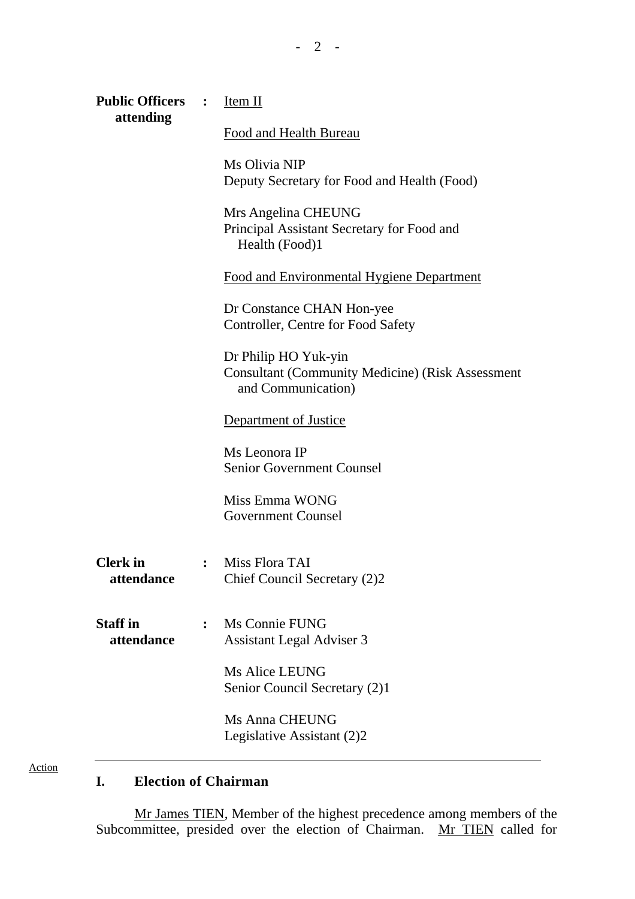**Public Officers attending** : Item II

Food and Health Bureau

Ms Olivia NIP
Deputy Secretary for Food and Health (Food)

Mrs Angelina CHEUNG
Principal Assistant Secretary for Food and Health (Food)1

Food and Environmental Hygiene Department

Dr Constance CHAN Hon-yee
Controller, Centre for Food Safety

Dr Philip HO Yuk-yin
Consultant (Community Medicine) (Risk Assessment and Communication)

Department of Justice

Ms Leonora IP
Senior Government Counsel

Miss Emma WONG
Government Counsel

**Clerk in attendance** : Miss Flora TAI
Chief Council Secretary (2)2

**Staff in attendance** : Ms Connie FUNG
Assistant Legal Adviser 3

Ms Alice LEUNG
Senior Council Secretary (2)1

Ms Anna CHEUNG
Legislative Assistant (2)2

---

Action

## I. Election of Chairman

Mr James TIEN, Member of the highest precedence among members of the Subcommittee, presided over the election of Chairman. Mr TIEN called for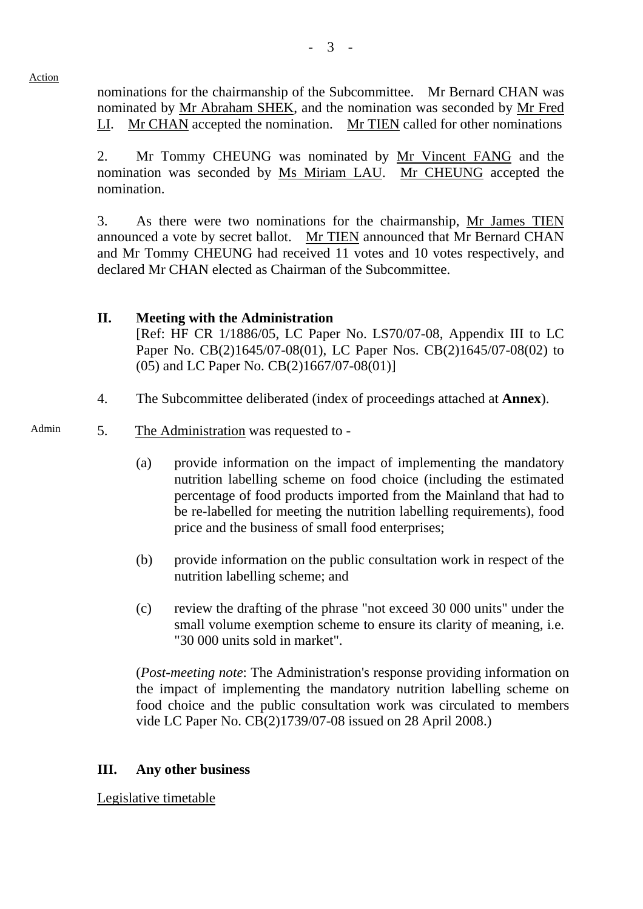Action

nominations for the chairmanship of the Subcommittee. Mr Bernard CHAN was nominated by Mr Abraham SHEK, and the nomination was seconded by Mr Fred LI. Mr CHAN accepted the nomination. Mr TIEN called for other nominations

2. Mr Tommy CHEUNG was nominated by Mr Vincent FANG and the nomination was seconded by Ms Miriam LAU. Mr CHEUNG accepted the nomination.

3. As there were two nominations for the chairmanship, Mr James TIEN announced a vote by secret ballot. Mr TIEN announced that Mr Bernard CHAN and Mr Tommy CHEUNG had received 11 votes and 10 votes respectively, and declared Mr CHAN elected as Chairman of the Subcommittee.

## II. Meeting with the Administration

[Ref: HF CR 1/1886/05, LC Paper No. LS70/07-08, Appendix III to LC Paper No. CB(2)1645/07-08(01), LC Paper Nos. CB(2)1645/07-08(02) to (05) and LC Paper No. CB(2)1667/07-08(01)]

4. The Subcommittee deliberated (index of proceedings attached at **Annex**).

Admin

5. The Administration was requested to -

(a) provide information on the impact of implementing the mandatory nutrition labelling scheme on food choice (including the estimated percentage of food products imported from the Mainland that had to be re-labelled for meeting the nutrition labelling requirements), food price and the business of small food enterprises;

(b) provide information on the public consultation work in respect of the nutrition labelling scheme; and

(c) review the drafting of the phrase "not exceed 30 000 units" under the small volume exemption scheme to ensure its clarity of meaning, i.e. "30 000 units sold in market".

(*Post-meeting note*: The Administration's response providing information on the impact of implementing the mandatory nutrition labelling scheme on food choice and the public consultation work was circulated to members vide LC Paper No. CB(2)1739/07-08 issued on 28 April 2008.)

## III. Any other business

Legislative timetable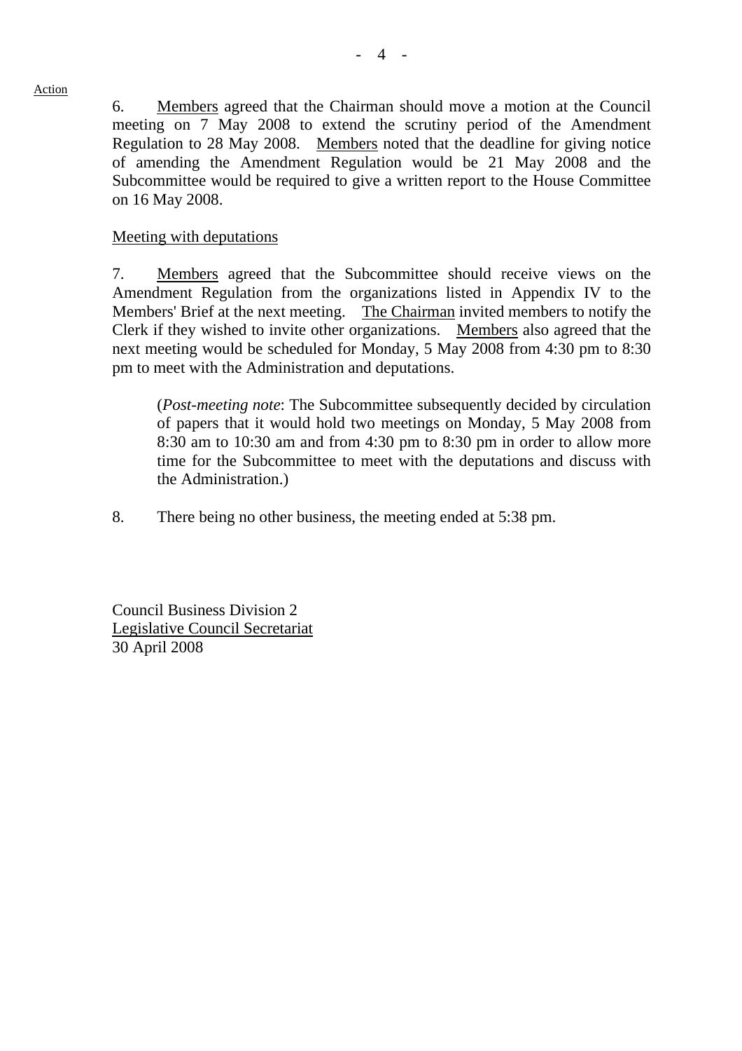Action

6. Members agreed that the Chairman should move a motion at the Council meeting on 7 May 2008 to extend the scrutiny period of the Amendment Regulation to 28 May 2008. Members noted that the deadline for giving notice of amending the Amendment Regulation would be 21 May 2008 and the Subcommittee would be required to give a written report to the House Committee on 16 May 2008.

Meeting with deputations

7. Members agreed that the Subcommittee should receive views on the Amendment Regulation from the organizations listed in Appendix IV to the Members' Brief at the next meeting. The Chairman invited members to notify the Clerk if they wished to invite other organizations. Members also agreed that the next meeting would be scheduled for Monday, 5 May 2008 from 4:30 pm to 8:30 pm to meet with the Administration and deputations.

> (*Post-meeting note*: The Subcommittee subsequently decided by circulation of papers that it would hold two meetings on Monday, 5 May 2008 from 8:30 am to 10:30 am and from 4:30 pm to 8:30 pm in order to allow more time for the Subcommittee to meet with the deputations and discuss with the Administration.)

8. There being no other business, the meeting ended at 5:38 pm.

Council Business Division 2
Legislative Council Secretariat
30 April 2008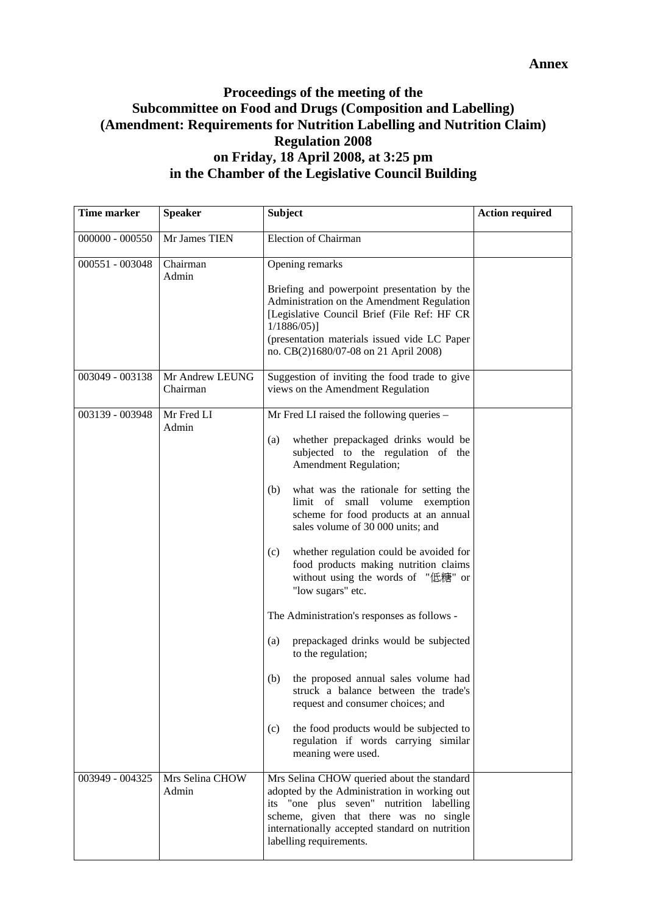**Annex**

# Proceedings of the meeting of the Subcommittee on Food and Drugs (Composition and Labelling) (Amendment: Requirements for Nutrition Labelling and Nutrition Claim) Regulation 2008 on Friday, 18 April 2008, at 3:25 pm in the Chamber of the Legislative Council Building

| Time marker | Speaker | Subject | Action required |
|---|---|---|---|
| 000000 - 000550 | Mr James TIEN | Election of Chairman | |
| 000551 - 003048 | Chairman<br>Admin | Opening remarks<br><br>Briefing and powerpoint presentation by the Administration on the Amendment Regulation [Legislative Council Brief (File Ref: HF CR 1/1886/05)]<br>(presentation materials issued vide LC Paper no. CB(2)1680/07-08 on 21 April 2008) | |
| 003049 - 003138 | Mr Andrew LEUNG<br>Chairman | Suggestion of inviting the food trade to give views on the Amendment Regulation | |
| 003139 - 003948 | Mr Fred LI<br>Admin | Mr Fred LI raised the following queries –<br><br>(a) whether prepackaged drinks would be subjected to the regulation of the Amendment Regulation;<br><br>(b) what was the rationale for setting the limit of small volume exemption scheme for food products at an annual sales volume of 30 000 units; and<br><br>(c) whether regulation could be avoided for food products making nutrition claims without using the words of "低糖" or "low sugars" etc.<br><br>The Administration's responses as follows -<br><br>(a) prepackaged drinks would be subjected to the regulation;<br><br>(b) the proposed annual sales volume had struck a balance between the trade's request and consumer choices; and<br><br>(c) the food products would be subjected to regulation if words carrying similar meaning were used. | |
| 003949 - 004325 | Mrs Selina CHOW<br>Admin | Mrs Selina CHOW queried about the standard adopted by the Administration in working out its "one plus seven" nutrition labelling scheme, given that there was no single internationally accepted standard on nutrition labelling requirements. | |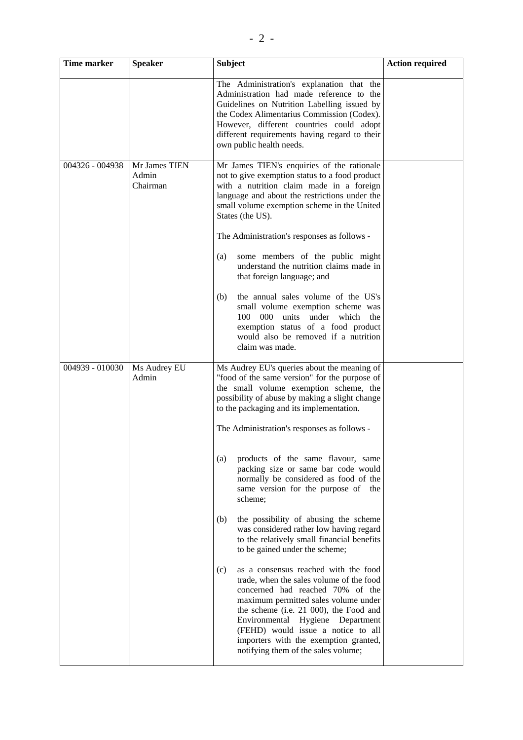| Time marker | Speaker | Subject | Action required |
|---|---|---|---|
| | | The Administration's explanation that the Administration had made reference to the Guidelines on Nutrition Labelling issued by the Codex Alimentarius Commission (Codex). However, different countries could adopt different requirements having regard to their own public health needs. | |
| 004326 - 004938 | Mr James TIEN<br>Admin<br>Chairman | Mr James TIEN's enquiries of the rationale not to give exemption status to a food product with a nutrition claim made in a foreign language and about the restrictions under the small volume exemption scheme in the United States (the US).<br><br>The Administration's responses as follows -<br><br>(a) some members of the public might understand the nutrition claims made in that foreign language; and<br><br>(b) the annual sales volume of the US's small volume exemption scheme was 100 000 units under which the exemption status of a food product would also be removed if a nutrition claim was made. | |
| 004939 - 010030 | Ms Audrey EU<br>Admin | Ms Audrey EU's queries about the meaning of "food of the same version" for the purpose of the small volume exemption scheme, the possibility of abuse by making a slight change to the packaging and its implementation.<br><br>The Administration's responses as follows -<br><br>(a) products of the same flavour, same packing size or same bar code would normally be considered as food of the same version for the purpose of the scheme;<br><br>(b) the possibility of abusing the scheme was considered rather low having regard to the relatively small financial benefits to be gained under the scheme;<br><br>(c) as a consensus reached with the food trade, when the sales volume of the food concerned had reached 70% of the maximum permitted sales volume under the scheme (i.e. 21 000), the Food and Environmental Hygiene Department (FEHD) would issue a notice to all importers with the exemption granted, notifying them of the sales volume; | |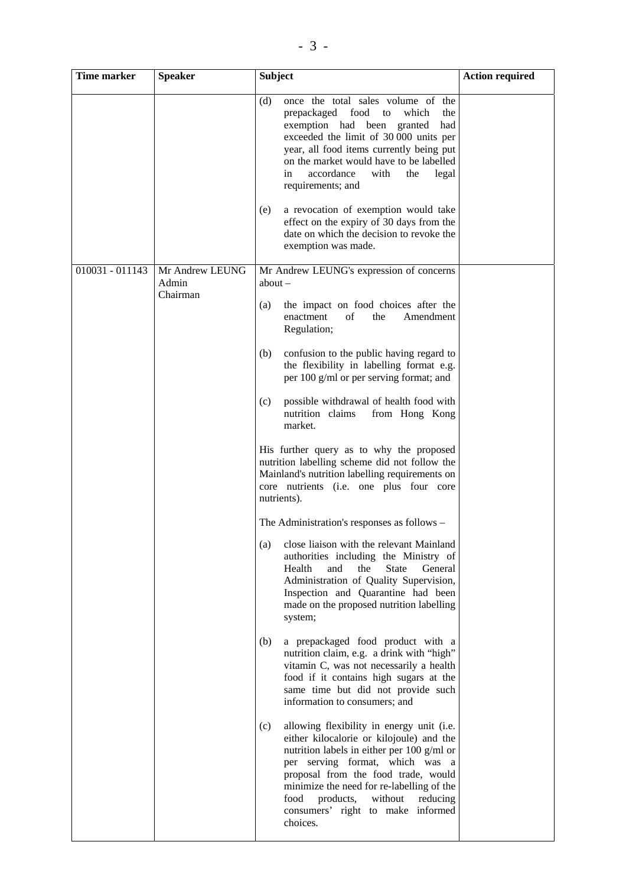| Time marker | Speaker | Subject | Action required |
|---|---|---|---|
| | | (d) once the total sales volume of the prepackaged food to which the exemption had been granted had exceeded the limit of 30 000 units per year, all food items currently being put on the market would have to be labelled in accordance with the legal requirements; and<br><br>(e) a revocation of exemption would take effect on the expiry of 30 days from the date on which the decision to revoke the exemption was made. | |
| 010031 - 011143 | Mr Andrew LEUNG<br>Admin<br>Chairman | Mr Andrew LEUNG's expression of concerns about –<br><br>(a) the impact on food choices after the enactment of the Amendment Regulation;<br><br>(b) confusion to the public having regard to the flexibility in labelling format e.g. per 100 g/ml or per serving format; and<br><br>(c) possible withdrawal of health food with nutrition claims from Hong Kong market.<br><br>His further query as to why the proposed nutrition labelling scheme did not follow the Mainland's nutrition labelling requirements on core nutrients (i.e. one plus four core nutrients).<br><br>The Administration's responses as follows –<br><br>(a) close liaison with the relevant Mainland authorities including the Ministry of Health and the State General Administration of Quality Supervision, Inspection and Quarantine had been made on the proposed nutrition labelling system;<br><br>(b) a prepackaged food product with a nutrition claim, e.g. a drink with "high" vitamin C, was not necessarily a health food if it contains high sugars at the same time but did not provide such information to consumers; and<br><br>(c) allowing flexibility in energy unit (i.e. either kilocalorie or kilojoule) and the nutrition labels in either per 100 g/ml or per serving format, which was a proposal from the food trade, would minimize the need for re-labelling of the food products, without reducing consumers' right to make informed choices. | |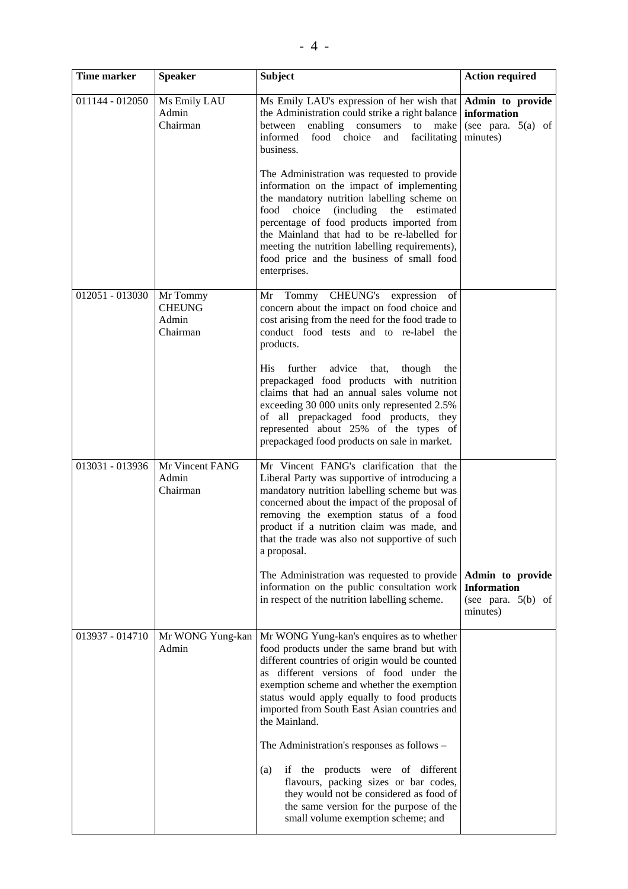| Time marker | Speaker | Subject | Action required |
|---|---|---|---|
| 011144 - 012050 | Ms Emily LAU<br>Admin<br>Chairman | Ms Emily LAU's expression of her wish that the Administration could strike a right balance between enabling consumers to make informed food choice and facilitating business.<br><br>The Administration was requested to provide information on the impact of implementing the mandatory nutrition labelling scheme on food choice (including the estimated percentage of food products imported from the Mainland that had to be re-labelled for meeting the nutrition labelling requirements), food price and the business of small food enterprises. | **Admin to provide information**<br>(see para. 5(a) of minutes) |
| 012051 - 013030 | Mr Tommy CHEUNG<br>Admin<br>Chairman | Mr Tommy CHEUNG's expression of concern about the impact on food choice and cost arising from the need for the food trade to conduct food tests and to re-label the products.<br><br>His further advice that, though the prepackaged food products with nutrition claims that had an annual sales volume not exceeding 30 000 units only represented 2.5% of all prepackaged food products, they represented about 25% of the types of prepackaged food products on sale in market. | |
| 013031 - 013936 | Mr Vincent FANG<br>Admin<br>Chairman | Mr Vincent FANG's clarification that the Liberal Party was supportive of introducing a mandatory nutrition labelling scheme but was concerned about the impact of the proposal of removing the exemption status of a food product if a nutrition claim was made, and that the trade was also not supportive of such a proposal.<br><br>The Administration was requested to provide information on the public consultation work in respect of the nutrition labelling scheme. | <br><br><br><br><br><br><br>**Admin to provide Information**<br>(see para. 5(b) of minutes) |
| 013937 - 014710 | Mr WONG Yung-kan<br>Admin | Mr WONG Yung-kan's enquires as to whether food products under the same brand but with different countries of origin would be counted as different versions of food under the exemption scheme and whether the exemption status would apply equally to food products imported from South East Asian countries and the Mainland.<br><br>The Administration's responses as follows –<br><br>(a) if the products were of different flavours, packing sizes or bar codes, they would not be considered as food of the same version for the purpose of the small volume exemption scheme; and | |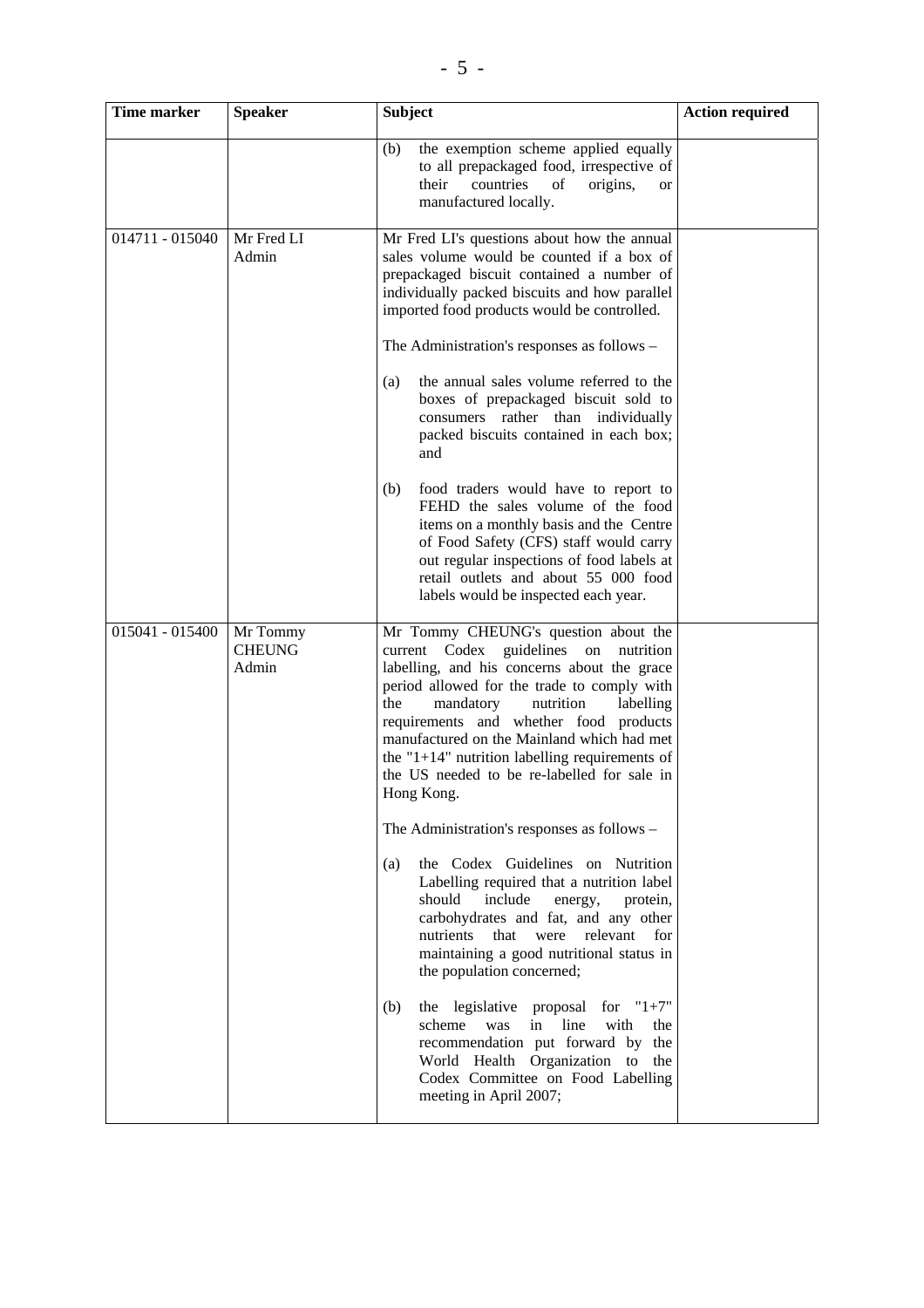| Time marker | Speaker | Subject | Action required |
|---|---|---|---|
| | | (b) the exemption scheme applied equally to all prepackaged food, irrespective of their countries of origins, or manufactured locally. | |
| 014711 - 015040 | Mr Fred LI<br>Admin | Mr Fred LI's questions about how the annual sales volume would be counted if a box of prepackaged biscuit contained a number of individually packed biscuits and how parallel imported food products would be controlled.<br><br>The Administration's responses as follows –<br><br>(a) the annual sales volume referred to the boxes of prepackaged biscuit sold to consumers rather than individually packed biscuits contained in each box; and<br><br>(b) food traders would have to report to FEHD the sales volume of the food items on a monthly basis and the Centre of Food Safety (CFS) staff would carry out regular inspections of food labels at retail outlets and about 55 000 food labels would be inspected each year. | |
| 015041 - 015400 | Mr Tommy CHEUNG<br>Admin | Mr Tommy CHEUNG's question about the current Codex guidelines on nutrition labelling, and his concerns about the grace period allowed for the trade to comply with the mandatory nutrition labelling requirements and whether food products manufactured on the Mainland which had met the "1+14" nutrition labelling requirements of the US needed to be re-labelled for sale in Hong Kong.<br><br>The Administration's responses as follows –<br><br>(a) the Codex Guidelines on Nutrition Labelling required that a nutrition label should include energy, protein, carbohydrates and fat, and any other nutrients that were relevant for maintaining a good nutritional status in the population concerned;<br><br>(b) the legislative proposal for "1+7" scheme was in line with the recommendation put forward by the World Health Organization to the Codex Committee on Food Labelling meeting in April 2007; | |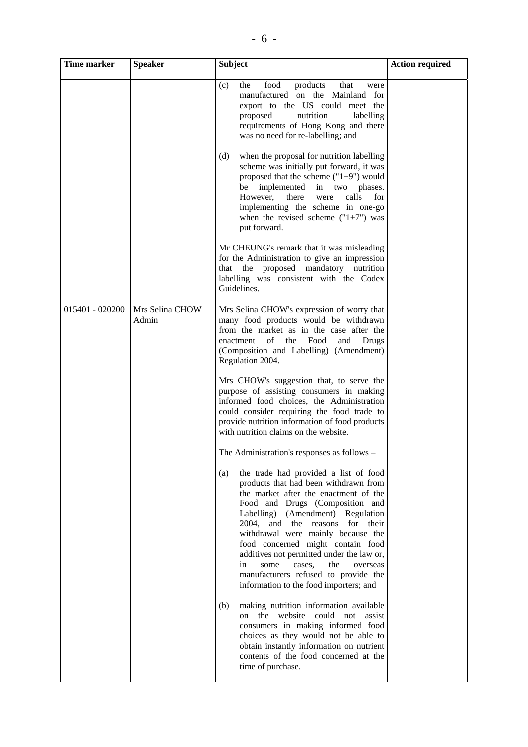| Time marker | Speaker | Subject | Action required |
|---|---|---|---|
| | | (c) the food products that were manufactured on the Mainland for export to the US could meet the proposed nutrition labelling requirements of Hong Kong and there was no need for re-labelling; and<br><br>(d) when the proposal for nutrition labelling scheme was initially put forward, it was proposed that the scheme ("1+9") would be implemented in two phases. However, there were calls for implementing the scheme in one-go when the revised scheme ("1+7") was put forward.<br><br>Mr CHEUNG's remark that it was misleading for the Administration to give an impression that the proposed mandatory nutrition labelling was consistent with the Codex Guidelines. | |
| 015401 - 020200 | Mrs Selina CHOW<br>Admin | Mrs Selina CHOW's expression of worry that many food products would be withdrawn from the market as in the case after the enactment of the Food and Drugs (Composition and Labelling) (Amendment) Regulation 2004.<br><br>Mrs CHOW's suggestion that, to serve the purpose of assisting consumers in making informed food choices, the Administration could consider requiring the food trade to provide nutrition information of food products with nutrition claims on the website.<br><br>The Administration's responses as follows –<br><br>(a) the trade had provided a list of food products that had been withdrawn from the market after the enactment of the Food and Drugs (Composition and Labelling) (Amendment) Regulation 2004, and the reasons for their withdrawal were mainly because the food concerned might contain food additives not permitted under the law or, in some cases, the overseas manufacturers refused to provide the information to the food importers; and<br><br>(b) making nutrition information available on the website could not assist consumers in making informed food choices as they would not be able to obtain instantly information on nutrient contents of the food concerned at the time of purchase. | |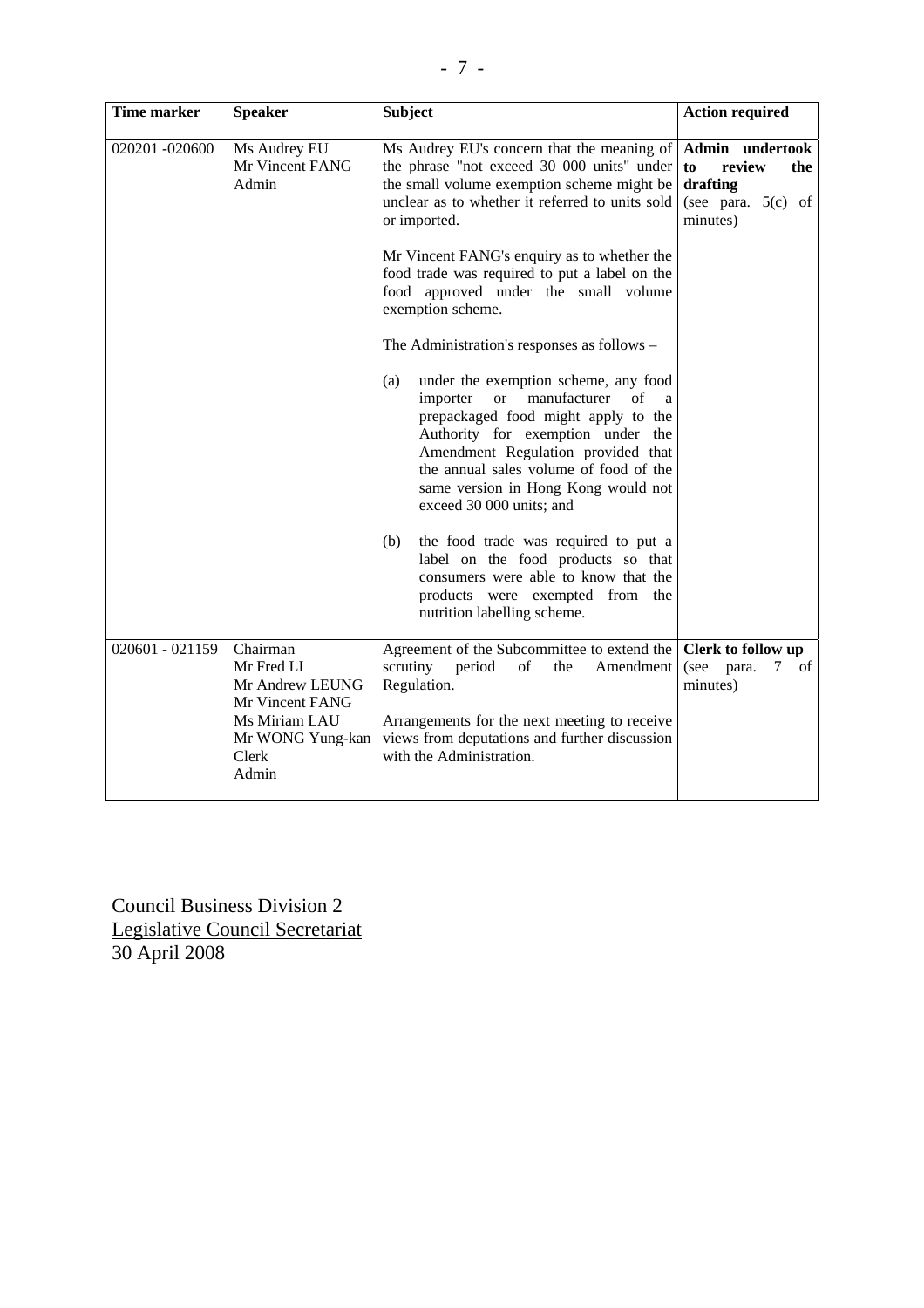| Time marker | Speaker | Subject | Action required |
| --- | --- | --- | --- |
| 020201 -020600 | Ms Audrey EU<br>Mr Vincent FANG<br>Admin | Ms Audrey EU's concern that the meaning of the phrase "not exceed 30 000 units" under the small volume exemption scheme might be unclear as to whether it referred to units sold or imported.<br><br>Mr Vincent FANG's enquiry as to whether the food trade was required to put a label on the food approved under the small volume exemption scheme.<br><br>The Administration's responses as follows –<br><br>(a) under the exemption scheme, any food importer or manufacturer of a prepackaged food might apply to the Authority for exemption under the Amendment Regulation provided that the annual sales volume of food of the same version in Hong Kong would not exceed 30 000 units; and<br><br>(b) the food trade was required to put a label on the food products so that consumers were able to know that the products were exempted from the nutrition labelling scheme. | **Admin undertook to review the drafting**<br>(see para. 5(c) of minutes) |
| 020601 - 021159 | Chairman<br>Mr Fred LI<br>Mr Andrew LEUNG<br>Mr Vincent FANG<br>Ms Miriam LAU<br>Mr WONG Yung-kan<br>Clerk<br>Admin | Agreement of the Subcommittee to extend the scrutiny period of the Amendment Regulation.<br><br>Arrangements for the next meeting to receive views from deputations and further discussion with the Administration. | **Clerk to follow up**<br>(see para. 7 of minutes) |

Council Business Division 2
Legislative Council Secretariat
30 April 2008